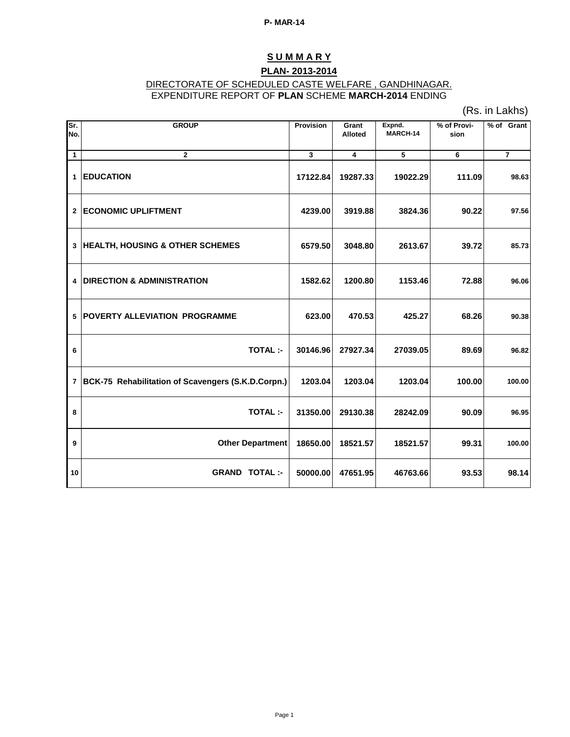P- MAR-14

# S U M M A R Y

## PLAN- 2013-2014

DIRECTORATE OF SCHEDULED CASTE WELFARE , GANDHINAGAR.
EXPENDITURE REPORT OF **PLAN** SCHEME **MARCH-2014** ENDING

(Rs. in Lakhs)

| Sr. No. | GROUP | Provision | Grant Alloted | Expnd. MARCH-14 | % of Provi-sion | % of Grant |
|---|---|---|---|---|---|---|
| 1 | 2 | 3 | 4 | 5 | 6 | 7 |
| 1 | **EDUCATION** | **17122.84** | **19287.33** | **19022.29** | **111.09** | **98.63** |
| 2 | **ECONOMIC UPLIFTMENT** | **4239.00** | **3919.88** | **3824.36** | **90.22** | **97.56** |
| 3 | **HEALTH, HOUSING & OTHER SCHEMES** | **6579.50** | **3048.80** | **2613.67** | **39.72** | **85.73** |
| 4 | **DIRECTION & ADMINISTRATION** | **1582.62** | **1200.80** | **1153.46** | **72.88** | **96.06** |
| 5 | **POVERTY ALLEVIATION PROGRAMME** | **623.00** | **470.53** | **425.27** | **68.26** | **90.38** |
| 6 | **TOTAL :-** | **30146.96** | **27927.34** | **27039.05** | **89.69** | **96.82** |
| 7 | **BCK-75 Rehabilitation of Scavengers (S.K.D.Corpn.)** | **1203.04** | **1203.04** | **1203.04** | **100.00** | **100.00** |
| 8 | **TOTAL :-** | **31350.00** | **29130.38** | **28242.09** | **90.09** | **96.95** |
| 9 | **Other Department** | **18650.00** | **18521.57** | **18521.57** | **99.31** | **100.00** |
| 10 | **GRAND TOTAL :-** | **50000.00** | **47651.95** | **46763.66** | **93.53** | **98.14** |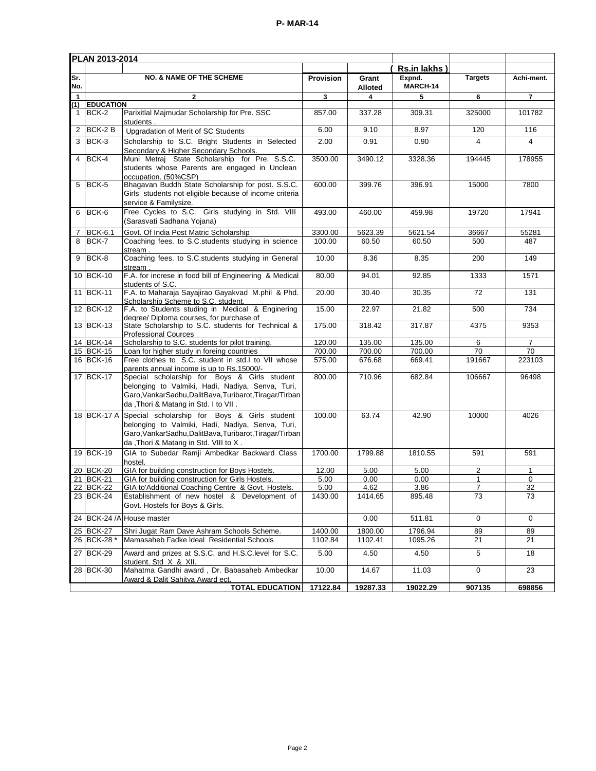**P- MAR-14**

| PLAN 2013-2014 | | | | | | | |
|---|---|---|---|---|---|---|---|
| | | | | | ( Rs.in lakhs ) | | |
| Sr. No. | | NO. & NAME OF THE SCHEME | Provision | Grant Alloted | Expnd. MARCH-14 | Targets | Achi-ment. |
| 1 | | 2 | 3 | 4 | 5 | 6 | 7 |
| (1) | EDUCATION | | | | | | |
| 1 | BCK-2 | Parixitlal Majmudar Scholarship for Pre. SSC students . | 857.00 | 337.28 | 309.31 | 325000 | 101782 |
| 2 | BCK-2 B | Upgradation of Merit of SC Students | 6.00 | 9.10 | 8.97 | 120 | 116 |
| 3 | BCK-3 | Scholarship to S.C. Bright Students in Selected Secondary & Higher Secondary Schools. | 2.00 | 0.91 | 0.90 | 4 | 4 |
| 4 | BCK-4 | Muni Metraj State Scholarship for Pre. S.S.C. students whose Parents are engaged in Unclean occupation. (50%CSP) | 3500.00 | 3490.12 | 3328.36 | 194445 | 178955 |
| 5 | BCK-5 | Bhagavan Buddh State Scholarship for post. S.S.C. Girls students not eligible because of income criteria service & Familysize. | 600.00 | 399.76 | 396.91 | 15000 | 7800 |
| 6 | BCK-6 | Free Cycles to S.C. Girls studying in Std. VIII (Sarasvati Sadhana Yojana) | 493.00 | 460.00 | 459.98 | 19720 | 17941 |
| 7 | BCK-6.1 | Govt. Of India Post Matric Scholarship | 3300.00 | 5623.39 | 5621.54 | 36667 | 55281 |
| 8 | BCK-7 | Coaching fees. to S.C.students studying in science stream . | 100.00 | 60.50 | 60.50 | 500 | 487 |
| 9 | BCK-8 | Coaching fees. to S.C.students studying in General stream . | 10.00 | 8.36 | 8.35 | 200 | 149 |
| 10 | BCK-10 | F.A. for increse in food bill of Engineering & Medical students of S.C. | 80.00 | 94.01 | 92.85 | 1333 | 1571 |
| 11 | BCK-11 | F.A. to Maharaja Sayajirao Gayakvad M.phil & Phd. Scholarship Scheme to S.C. student. | 20.00 | 30.40 | 30.35 | 72 | 131 |
| 12 | BCK-12 | F.A. to Students studing in Medical & Enginering degree/ Diploma courses, for purchase of | 15.00 | 22.97 | 21.82 | 500 | 734 |
| 13 | BCK-13 | State Scholarship to S.C. students for Technical & Professional Cources | 175.00 | 318.42 | 317.87 | 4375 | 9353 |
| 14 | BCK-14 | Scholarship to S.C. students for pilot training. | 120.00 | 135.00 | 135.00 | 6 | 7 |
| 15 | BCK-15 | Loan for higher study in foreing countries | 700.00 | 700.00 | 700.00 | 70 | 70 |
| 16 | BCK-16 | Free clothes to S.C. student in std.I to VII whose parents annual income is up to Rs.15000/- | 575.00 | 676.68 | 669.41 | 191667 | 223103 |
| 17 | BCK-17 | Special scholarship for Boys & Girls student belonging to Valmiki, Hadi, Nadiya, Senva, Turi, Garo,VankarSadhu,DalitBava,Turibarot,Tiragar/Tirbanda ,Thori & Matang in Std. I to VII . | 800.00 | 710.96 | 682.84 | 106667 | 96498 |
| 18 | BCK-17 A | Special scholarship for Boys & Girls student belonging to Valmiki, Hadi, Nadiya, Senva, Turi, Garo,VankarSadhu,DalitBava,Turibarot,Tiragar/Tirbanda ,Thori & Matang in Std. VIII to X . | 100.00 | 63.74 | 42.90 | 10000 | 4026 |
| 19 | BCK-19 | GIA to Subedar Ramji Ambedkar Backward Class hostel. | 1700.00 | 1799.88 | 1810.55 | 591 | 591 |
| 20 | BCK-20 | GIA for building construction for Boys Hostels. | 12.00 | 5.00 | 5.00 | 2 | 1 |
| 21 | BCK-21 | GIA for building construction for Girls Hostels. | 5.00 | 0.00 | 0.00 | 1 | 0 |
| 22 | BCK-22 | GIA to'Additional Coaching Centre & Govt. Hostels. | 5.00 | 4.62 | 3.86 | 7 | 32 |
| 23 | BCK-24 | Establishment of new hostel & Development of Govt. Hostels for Boys & Girls. | 1430.00 | 1414.65 | 895.48 | 73 | 73 |
| 24 | BCK-24 /A | House master | | 0.00 | 511.81 | 0 | 0 |
| 25 | BCK-27 | Shri Jugat Ram Dave Ashram Schools Scheme. | 1400.00 | 1800.00 | 1796.94 | 89 | 89 |
| 26 | BCK-28 * | Mamasaheb Fadke Ideal Residential Schools | 1102.84 | 1102.41 | 1095.26 | 21 | 21 |
| 27 | BCK-29 | Award and prizes at S.S.C. and H.S.C.level for S.C. student. Std X & XII. | 5.00 | 4.50 | 4.50 | 5 | 18 |
| 28 | BCK-30 | Mahatma Gandhi award , Dr. Babasaheb Ambedkar Award & Dalit Sahitya Award ect. | 10.00 | 14.67 | 11.03 | 0 | 23 |
| | | **TOTAL EDUCATION** | **17122.84** | **19287.33** | **19022.29** | **907135** | **698856** |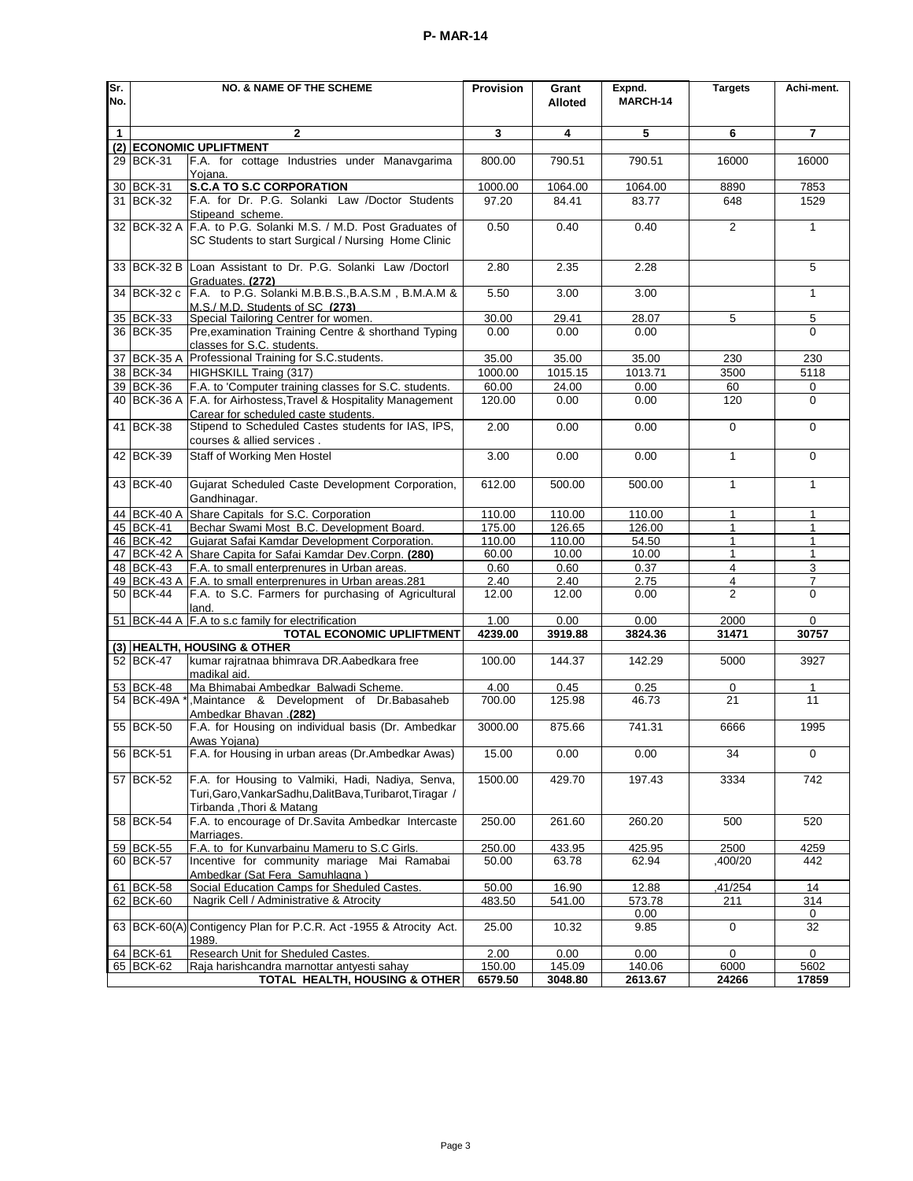**P- MAR-14**

| Sr. No. | NO. & NAME OF THE SCHEME | | Provision | Grant Alloted | Expnd. MARCH-14 | Targets | Achi-ment. |
|---|---|---|---|---|---|---|---|
| 1 | 2 | | 3 | 4 | 5 | 6 | 7 |
| (2) | **ECONOMIC UPLIFTMENT** | | | | | | |
| 29 | BCK-31 | F.A. for cottage Industries under Manavgarima Yojana. | 800.00 | 790.51 | 790.51 | 16000 | 16000 |
| 30 | BCK-31 | **S.C.A TO S.C CORPORATION** | 1000.00 | 1064.00 | 1064.00 | 8890 | 7853 |
| 31 | BCK-32 | F.A. for Dr. P.G. Solanki Law /Doctor Students Stipeand scheme. | 97.20 | 84.41 | 83.77 | 648 | 1529 |
| 32 | BCK-32 A | F.A. to P.G. Solanki M.S. / M.D. Post Graduates of SC Students to start Surgical / Nursing Home Clinic | 0.50 | 0.40 | 0.40 | 2 | 1 |
| 33 | BCK-32 B | Loan Assistant to Dr. P.G. Solanki Law /Doctorl Graduates. **(272)** | 2.80 | 2.35 | 2.28 | | 5 |
| 34 | BCK-32 c | F.A. to P.G. Solanki M.B.B.S.,B.A.S.M , B.M.A.M & M.S./ M.D. Students of SC **(273)** | 5.50 | 3.00 | 3.00 | | 1 |
| 35 | BCK-33 | Special Tailoring Centrer for women. | 30.00 | 29.41 | 28.07 | 5 | 5 |
| 36 | BCK-35 | Pre,examination Training Centre & shorthand Typing classes for S.C. students. | 0.00 | 0.00 | 0.00 | | 0 |
| 37 | BCK-35 A | Professional Training for S.C.students. | 35.00 | 35.00 | 35.00 | 230 | 230 |
| 38 | BCK-34 | HIGHSKILL Traing (317) | 1000.00 | 1015.15 | 1013.71 | 3500 | 5118 |
| 39 | BCK-36 | F.A. to 'Computer training classes for S.C. students. | 60.00 | 24.00 | 0.00 | 60 | 0 |
| 40 | BCK-36 A | F.A. for Airhostess,Travel & Hospitality Management Carear for scheduled caste students. | 120.00 | 0.00 | 0.00 | 120 | 0 |
| 41 | BCK-38 | Stipend to Scheduled Castes students for IAS, IPS, courses & allied services . | 2.00 | 0.00 | 0.00 | 0 | 0 |
| 42 | BCK-39 | Staff of Working Men Hostel | 3.00 | 0.00 | 0.00 | 1 | 0 |
| 43 | BCK-40 | Gujarat Scheduled Caste Development Corporation, Gandhinagar. | 612.00 | 500.00 | 500.00 | 1 | 1 |
| 44 | BCK-40 A | Share Capitals for S.C. Corporation | 110.00 | 110.00 | 110.00 | 1 | 1 |
| 45 | BCK-41 | Bechar Swami Most B.C. Development Board. | 175.00 | 126.65 | 126.00 | 1 | 1 |
| 46 | BCK-42 | Gujarat Safai Kamdar Development Corporation. | 110.00 | 110.00 | 54.50 | 1 | 1 |
| 47 | BCK-42 A | Share Capita for Safai Kamdar Dev.Corpn. **(280)** | 60.00 | 10.00 | 10.00 | 1 | 1 |
| 48 | BCK-43 | F.A. to small enterprenures in Urban areas. | 0.60 | 0.60 | 0.37 | 4 | 3 |
| 49 | BCK-43 A | F.A. to small enterprenures in Urban areas.281 | 2.40 | 2.40 | 2.75 | 4 | 7 |
| 50 | BCK-44 | F.A. to S.C. Farmers for purchasing of Agricultural land. | 12.00 | 12.00 | 0.00 | 2 | 0 |
| 51 | BCK-44 A | F.A to s.c family for electrification | 1.00 | 0.00 | 0.00 | 2000 | 0 |
| | | **TOTAL ECONOMIC UPLIFTMENT** | **4239.00** | **3919.88** | **3824.36** | **31471** | **30757** |
| (3) | **HEALTH, HOUSING & OTHER** | | | | | | |
| 52 | BCK-47 | kumar rajratnaa bhimrava DR.Aabedkara free madikal aid. | 100.00 | 144.37 | 142.29 | 5000 | 3927 |
| 53 | BCK-48 | Ma Bhimabai Ambedkar Balwadi Scheme. | 4.00 | 0.45 | 0.25 | 0 | 1 |
| 54 | BCK-49A * | ,Maintance & Development of Dr.Babasaheb Ambedkar Bhavan .**(282)** | 700.00 | 125.98 | 46.73 | 21 | 11 |
| 55 | BCK-50 | F.A. for Housing on individual basis (Dr. Ambedkar Awas Yojana) | 3000.00 | 875.66 | 741.31 | 6666 | 1995 |
| 56 | BCK-51 | F.A. for Housing in urban areas (Dr.Ambedkar Awas) | 15.00 | 0.00 | 0.00 | 34 | 0 |
| 57 | BCK-52 | F.A. for Housing to Valmiki, Hadi, Nadiya, Senva, Turi,Garo,VankarSadhu,DalitBava,Turibarot,Tiragar / Tirbanda ,Thori & Matang | 1500.00 | 429.70 | 197.43 | 3334 | 742 |
| 58 | BCK-54 | F.A. to encourage of Dr.Savita Ambedkar Intercaste Marriages. | 250.00 | 261.60 | 260.20 | 500 | 520 |
| 59 | BCK-55 | F.A. to for Kunvarbainu Mameru to S.C Girls. | 250.00 | 433.95 | 425.95 | 2500 | 4259 |
| 60 | BCK-57 | Incentive for community mariage Mai Ramabai Ambedkar (Sat Fera Samuhlagna ) | 50.00 | 63.78 | 62.94 | ,400/20 | 442 |
| 61 | BCK-58 | Social Education Camps for Sheduled Castes. | 50.00 | 16.90 | 12.88 | ,41/254 | 14 |
| 62 | BCK-60 | Nagrik Cell / Administrative & Atrocity | 483.50 | 541.00 | 573.78 | 211 | 314 |
| | | | | | 0.00 | | 0 |
| 63 | BCK-60(A) | Contigency Plan for P.C.R. Act -1955 & Atrocity Act. 1989. | 25.00 | 10.32 | 9.85 | 0 | 32 |
| 64 | BCK-61 | Research Unit for Sheduled Castes. | 2.00 | 0.00 | 0.00 | 0 | 0 |
| 65 | BCK-62 | Raja harishcandra marnottar antyesti sahay | 150.00 | 145.09 | 140.06 | 6000 | 5602 |
| | | **TOTAL HEALTH, HOUSING & OTHER** | **6579.50** | **3048.80** | **2613.67** | **24266** | **17859** |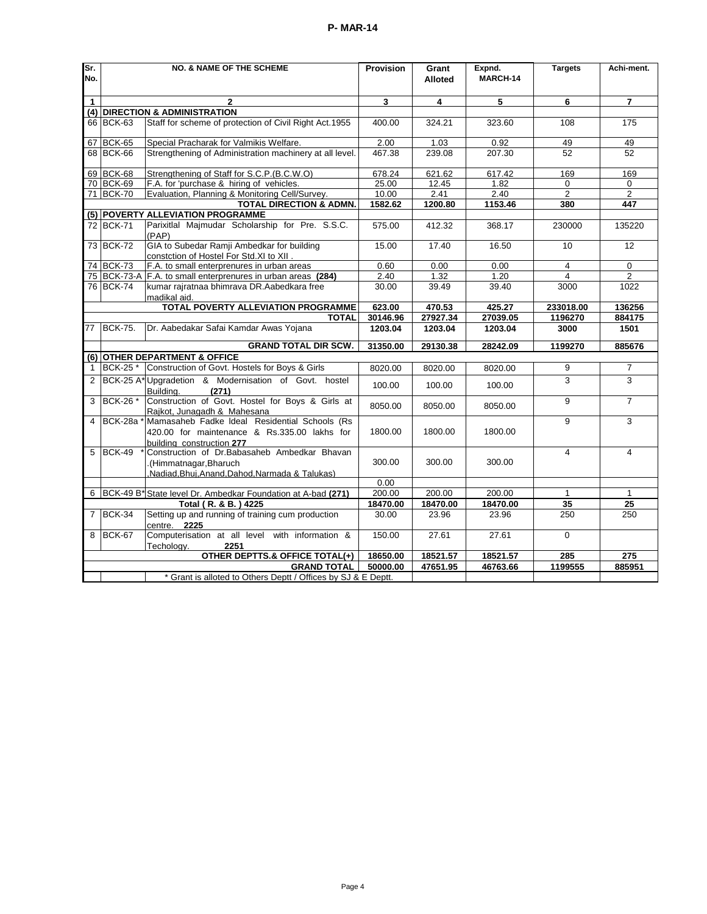**P- MAR-14**

| Sr. No. | NO. & NAME OF THE SCHEME | | Provision | Grant Alloted | Expnd. MARCH-14 | Targets | Achi-ment. |
|---|---|---|---|---|---|---|---|
| 1 | 2 | | 3 | 4 | 5 | 6 | 7 |
| (4) | **DIRECTION & ADMINISTRATION** | | | | | | |
| 66 | BCK-63 | Staff for scheme of protection of Civil Right Act.1955 | 400.00 | 324.21 | 323.60 | 108 | 175 |
| 67 | BCK-65 | Special Pracharak for Valmikis Welfare. | 2.00 | 1.03 | 0.92 | 49 | 49 |
| 68 | BCK-66 | Strengthening of Administration machinery at all level. | 467.38 | 239.08 | 207.30 | 52 | 52 |
| 69 | BCK-68 | Strengthening of Staff for S.C.P.(B.C.W.O) | 678.24 | 621.62 | 617.42 | 169 | 169 |
| 70 | BCK-69 | F.A. for 'purchase & hiring of vehicles. | 25.00 | 12.45 | 1.82 | 0 | 0 |
| 71 | BCK-70 | Evaluation, Planning & Monitoring Cell/Survey. | 10.00 | 2.41 | 2.40 | 2 | 2 |
| | | **TOTAL DIRECTION & ADMN.** | **1582.62** | **1200.80** | **1153.46** | **380** | **447** |
| (5) | **POVERTY ALLEVIATION PROGRAMME** | | | | | | |
| 72 | BCK-71 | Parixitlal Majmudar Scholarship for Pre. S.S.C. (PAP) | 575.00 | 412.32 | 368.17 | 230000 | 135220 |
| 73 | BCK-72 | GIA to Subedar Ramji Ambedkar for building constction of Hostel For Std.XI to XII . | 15.00 | 17.40 | 16.50 | 10 | 12 |
| 74 | BCK-73 | F.A. to small enterprenures in urban areas | 0.60 | 0.00 | 0.00 | 4 | 0 |
| 75 | BCK-73-A | F.A. to small enterprenures in urban areas **(284)** | 2.40 | 1.32 | 1.20 | 4 | 2 |
| 76 | BCK-74 | kumar rajratnaa bhimrava DR.Aabedkara free madikal aid. | 30.00 | 39.49 | 39.40 | 3000 | 1022 |
| | | **TOTAL POVERTY ALLEVIATION PROGRAMME** | **623.00** | **470.53** | **425.27** | **233018.00** | **136256** |
| | | **TOTAL** | **30146.96** | **27927.34** | **27039.05** | **1196270** | **884175** |
| 77 | BCK-75. | Dr. Aabedakar Safai Kamdar Awas Yojana | **1203.04** | **1203.04** | **1203.04** | **3000** | **1501** |
| | | **GRAND TOTAL DIR SCW.** | **31350.00** | **29130.38** | **28242.09** | **1199270** | **885676** |
| (6) | **OTHER DEPARTMENT & OFFICE** | | | | | | |
| 1 | BCK-25 * | Construction of Govt. Hostels for Boys & Girls | 8020.00 | 8020.00 | 8020.00 | 9 | 7 |
| 2 | BCK-25 A* | Upgradetion & Modernisation of Govt. hostel Building. **(271)** | 100.00 | 100.00 | 100.00 | 3 | 3 |
| 3 | BCK-26 * | Construction of Govt. Hostel for Boys & Girls at Rajkot, Junagadh & Mahesana | 8050.00 | 8050.00 | 8050.00 | 9 | 7 |
| 4 | BCK-28a * | Mamasaheb Fadke Ideal Residential Schools (Rs 420.00 for maintenance & Rs.335.00 lakhs for building construction **277** | 1800.00 | 1800.00 | 1800.00 | 9 | 3 |
| 5 | BCK-49 * | Construction of Dr.Babasaheb Ambedkar Bhavan .(Himmatnagar,Bharuch ,Nadiad,Bhuj,Anand,Dahod,Narmada & Talukas) | 300.00 | 300.00 | 300.00 | 4 | 4 |
| | | | 0.00 | | | | |
| 6 | BCK-49 B* | State level Dr. Ambedkar Foundation at A-bad **(271)** | 200.00 | 200.00 | 200.00 | 1 | 1 |
| | | **Total ( R. & B. ) 4225** | **18470.00** | **18470.00** | **18470.00** | **35** | **25** |
| 7 | BCK-34 | Setting up and running of training cum production centre. **2225** | 30.00 | 23.96 | 23.96 | 250 | 250 |
| 8 | BCK-67 | Computerisation at all level with information & Techology. **2251** | 150.00 | 27.61 | 27.61 | 0 | |
| | | **OTHER DEPTTS.& OFFICE TOTAL(+)** | **18650.00** | **18521.57** | **18521.57** | **285** | **275** |
| | | **GRAND TOTAL** | **50000.00** | **47651.95** | **46763.66** | **1199555** | **885951** |
| | | * Grant is alloted to Others Deptt / Offices by SJ & E Deptt. | | | | | |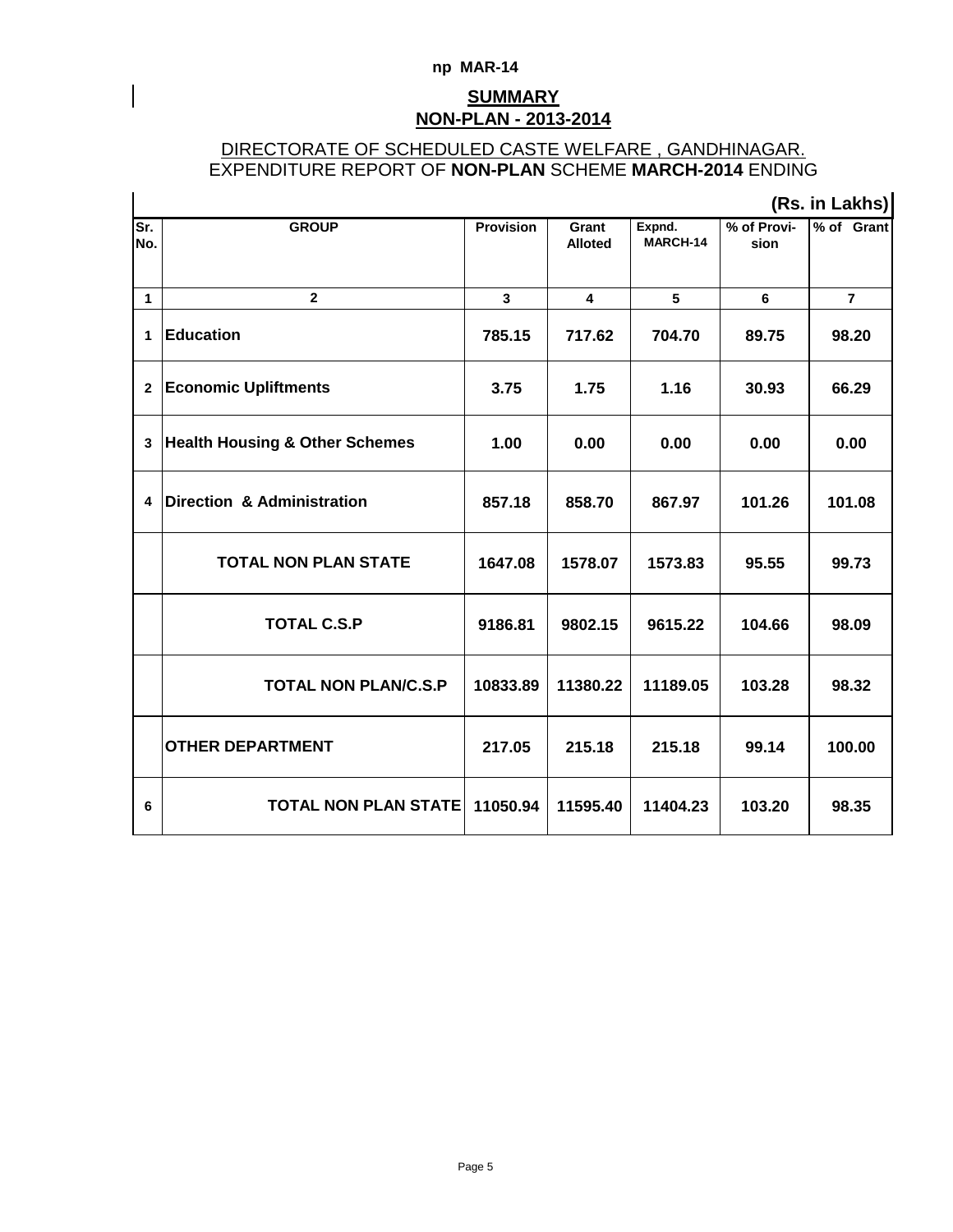np MAR-14

# SUMMARY

## NON-PLAN - 2013-2014

DIRECTORATE OF SCHEDULED CASTE WELFARE , GANDHINAGAR.
EXPENDITURE REPORT OF **NON-PLAN** SCHEME **MARCH-2014** ENDING

**(Rs. in Lakhs)**

| Sr. No. | GROUP | Provision | Grant Alloted | Expnd. MARCH-14 | % of Provi-sion | % of Grant |
|---|---|---|---|---|---|---|
| 1 | 2 | 3 | 4 | 5 | 6 | 7 |
| 1 | **Education** | **785.15** | **717.62** | **704.70** | **89.75** | **98.20** |
| 2 | **Economic Upliftments** | **3.75** | **1.75** | **1.16** | **30.93** | **66.29** |
| 3 | **Health Housing & Other Schemes** | **1.00** | **0.00** | **0.00** | **0.00** | **0.00** |
| 4 | **Direction & Administration** | **857.18** | **858.70** | **867.97** | **101.26** | **101.08** |
| | **TOTAL NON PLAN STATE** | **1647.08** | **1578.07** | **1573.83** | **95.55** | **99.73** |
| | **TOTAL C.S.P** | **9186.81** | **9802.15** | **9615.22** | **104.66** | **98.09** |
| | **TOTAL NON PLAN/C.S.P** | **10833.89** | **11380.22** | **11189.05** | **103.28** | **98.32** |
| | **OTHER DEPARTMENT** | **217.05** | **215.18** | **215.18** | **99.14** | **100.00** |
| 6 | **TOTAL NON PLAN STATE** | **11050.94** | **11595.40** | **11404.23** | **103.20** | **98.35** |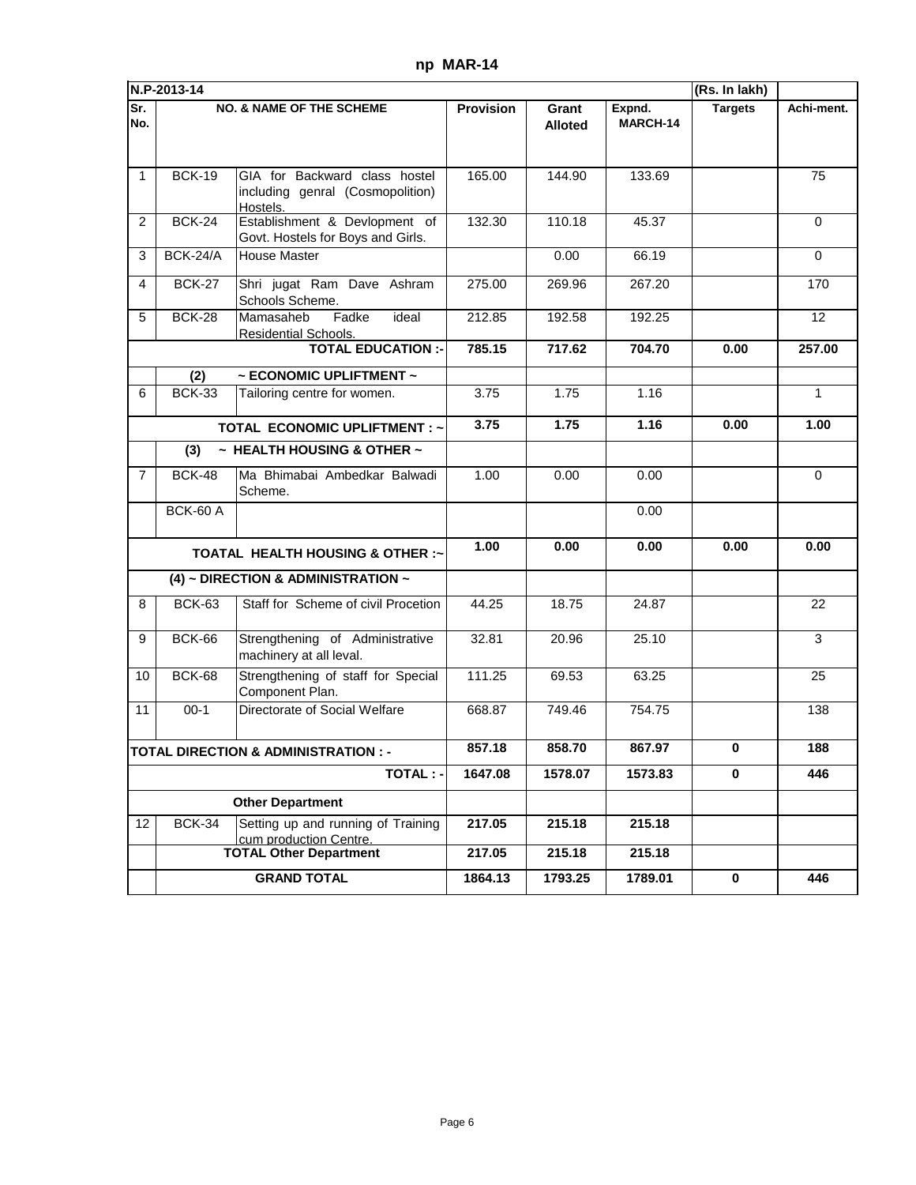**np MAR-14**

| N.P-2013-14 | | | | | | (Rs. In lakh) | |
|---|---|---|---|---|---|---|---|
| Sr. No. | NO. & NAME OF THE SCHEME | | Provision | Grant Alloted | Expnd. MARCH-14 | Targets | Achi-ment. |
| 1 | BCK-19 | GIA for Backward class hostel including genral (Cosmopolition) Hostels. | 165.00 | 144.90 | 133.69 | | 75 |
| 2 | BCK-24 | Establishment & Devlopment of Govt. Hostels for Boys and Girls. | 132.30 | 110.18 | 45.37 | | 0 |
| 3 | BCK-24/A | House Master | | 0.00 | 66.19 | | 0 |
| 4 | BCK-27 | Shri jugat Ram Dave Ashram Schools Scheme. | 275.00 | 269.96 | 267.20 | | 170 |
| 5 | BCK-28 | Mamasaheb Fadke ideal Residential Schools. | 212.85 | 192.58 | 192.25 | | 12 |
| | | **TOTAL EDUCATION :-** | **785.15** | **717.62** | **704.70** | **0.00** | **257.00** |
| | **(2)** | **~ ECONOMIC UPLIFTMENT ~** | | | | | |
| 6 | BCK-33 | Tailoring centre for women. | 3.75 | 1.75 | 1.16 | | 1 |
| | | **TOTAL ECONOMIC UPLIFTMENT : ~** | **3.75** | **1.75** | **1.16** | **0.00** | **1.00** |
| | **(3)** | **~ HEALTH HOUSING & OTHER ~** | | | | | |
| 7 | BCK-48 | Ma Bhimabai Ambedkar Balwadi Scheme. | 1.00 | 0.00 | 0.00 | | 0 |
| | BCK-60 A | | | | 0.00 | | |
| | | **TOATAL HEALTH HOUSING & OTHER :~** | **1.00** | **0.00** | **0.00** | **0.00** | **0.00** |
| | | **(4) ~ DIRECTION & ADMINISTRATION ~** | | | | | |
| 8 | BCK-63 | Staff for Scheme of civil Procetion | 44.25 | 18.75 | 24.87 | | 22 |
| 9 | BCK-66 | Strengthening of Administrative machinery at all leval. | 32.81 | 20.96 | 25.10 | | 3 |
| 10 | BCK-68 | Strengthening of staff for Special Component Plan. | 111.25 | 69.53 | 63.25 | | 25 |
| 11 | 00-1 | Directorate of Social Welfare | 668.87 | 749.46 | 754.75 | | 138 |
| | | **TOTAL DIRECTION & ADMINISTRATION : -** | **857.18** | **858.70** | **867.97** | **0** | **188** |
| | | **TOTAL : -** | **1647.08** | **1578.07** | **1573.83** | **0** | **446** |
| | | **Other Department** | | | | | |
| 12 | BCK-34 | Setting up and running of Training cum production Centre. | **217.05** | **215.18** | **215.18** | | |
| | | **TOTAL Other Department** | **217.05** | **215.18** | **215.18** | | |
| | | **GRAND TOTAL** | **1864.13** | **1793.25** | **1789.01** | **0** | **446** |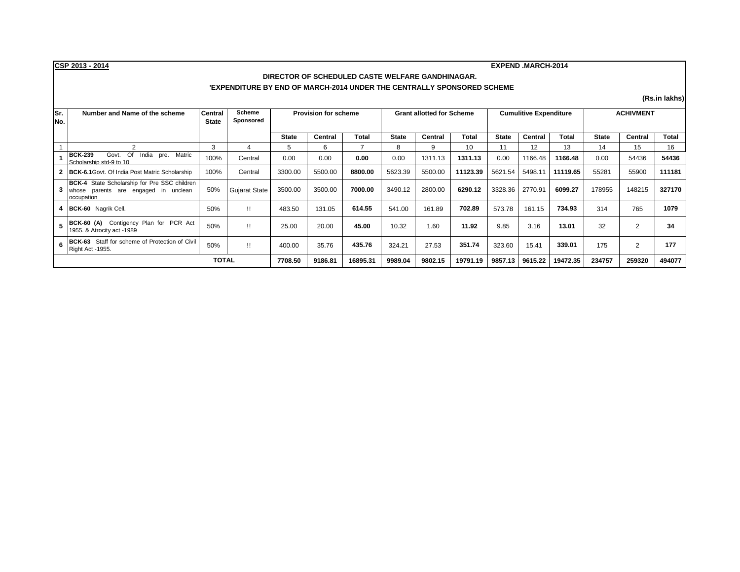**CSP 2013 - 2014** **EXPEND .MARCH-2014**

**DIRECTOR OF SCHEDULED CASTE WELFARE GANDHINAGAR.**

**'EXPENDITURE BY END OF MARCH-2014 UNDER THE CENTRALLY SPONSORED SCHEME**

**(Rs.in lakhs)**

| Sr. No. | Number and Name of the scheme | Central State | Scheme Sponsored | Provision for scheme | | | Grant allotted for Scheme | | | Cumulitive Expenditure | | | ACHIVMENT | | |
|---|---|---|---|---|---|---|---|---|---|---|---|---|---|---|---|
| | | | | State | Central | Total | State | Central | Total | State | Central | Total | State | Central | Total |
| 1 | 2 | 3 | 4 | 5 | 6 | 7 | 8 | 9 | 10 | 11 | 12 | 13 | 14 | 15 | 16 |
| **1** | **BCK-239** Govt. Of India pre. Matric Scholarship std-9 to 10 | 100% | Central | 0.00 | 0.00 | **0.00** | 0.00 | 1311.13 | **1311.13** | 0.00 | 1166.48 | **1166.48** | 0.00 | 54436 | **54436** |
| **2** | **BCK-6.1** Govt. Of India Post Matric Scholarship | 100% | Central | 3300.00 | 5500.00 | **8800.00** | 5623.39 | 5500.00 | **11123.39** | 5621.54 | 5498.11 | **11119.65** | 55281 | 55900 | **111181** |
| **3** | **BCK-4** State Scholarship for Pre SSC children whose parents are engaged in unclean occupation | 50% | Gujarat State | 3500.00 | 3500.00 | **7000.00** | 3490.12 | 2800.00 | **6290.12** | 3328.36 | 2770.91 | **6099.27** | 178955 | 148215 | **327170** |
| **4** | **BCK-60** Nagrik Cell. | 50% | !! | 483.50 | 131.05 | **614.55** | 541.00 | 161.89 | **702.89** | 573.78 | 161.15 | **734.93** | 314 | 765 | **1079** |
| **5** | **BCK-60 (A)** Contigency Plan for PCR Act 1955. & Atrocity act -1989 | 50% | !! | 25.00 | 20.00 | **45.00** | 10.32 | 1.60 | **11.92** | 9.85 | 3.16 | **13.01** | 32 | 2 | **34** |
| **6** | **BCK-63** Staff for scheme of Protection of Civil Right Act -1955. | 50% | !! | 400.00 | 35.76 | **435.76** | 324.21 | 27.53 | **351.74** | 323.60 | 15.41 | **339.01** | 175 | 2 | **177** |
| | **TOTAL** | | | **7708.50** | **9186.81** | **16895.31** | **9989.04** | **9802.15** | **19791.19** | **9857.13** | **9615.22** | **19472.35** | **234757** | **259320** | **494077** |